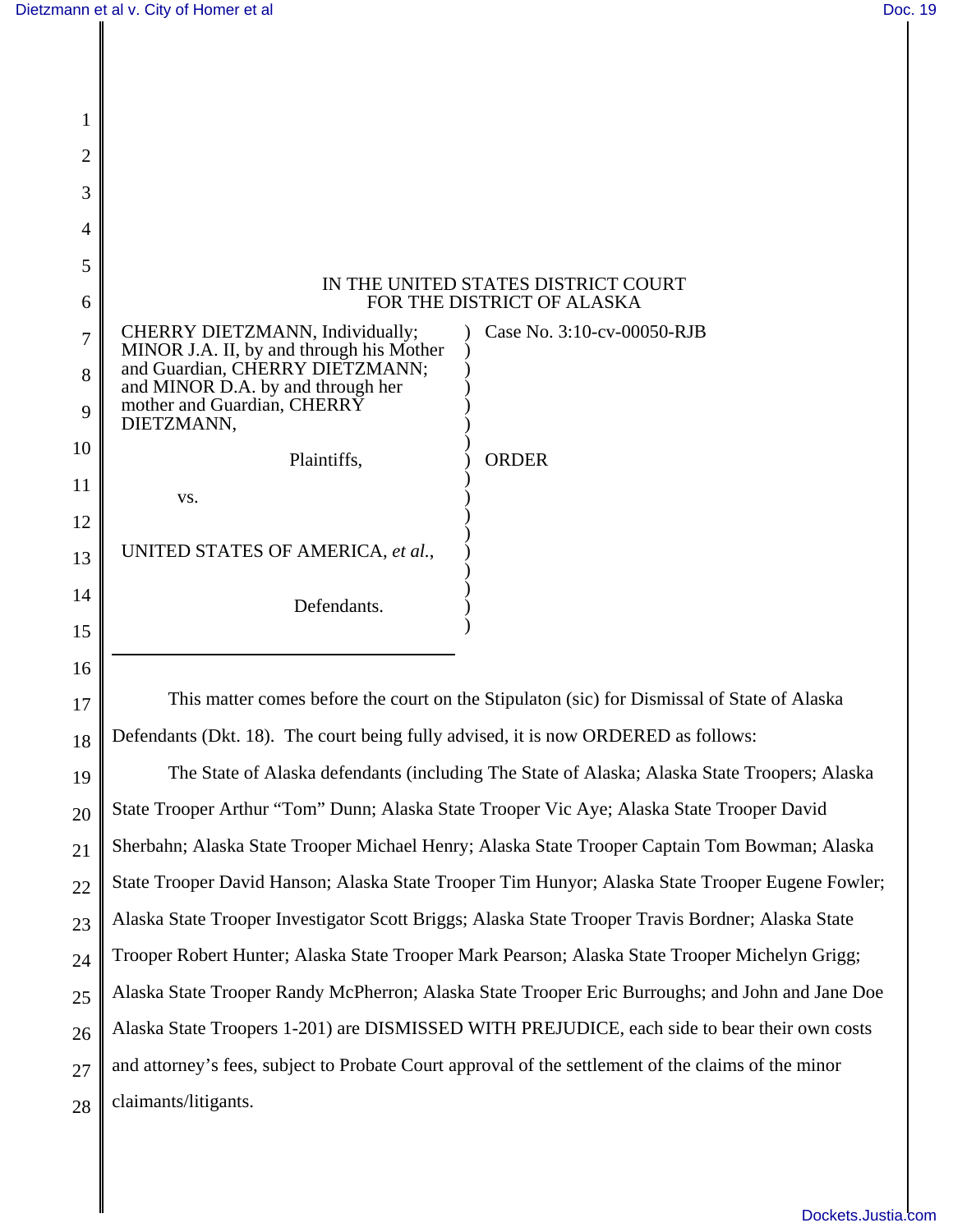IN THE UNITED STATES DISTRICT COURT
FOR THE DISTRICT OF ALASKA

CHERRY DIETZMANN, Individually; MINOR J.A. II, by and through his Mother and Guardian, CHERRY DIETZMANN; and MINOR D.A. by and through her mother and Guardian, CHERRY DIETZMANN,

Plaintiffs,

vs.

UNITED STATES OF AMERICA, *et al.*,

Defendants.

Case No. 3:10-cv-00050-RJB

ORDER

This matter comes before the court on the Stipulaton (sic) for Dismissal of State of Alaska Defendants (Dkt. 18). The court being fully advised, it is now ORDERED as follows:

The State of Alaska defendants (including The State of Alaska; Alaska State Troopers; Alaska State Trooper Arthur "Tom" Dunn; Alaska State Trooper Vic Aye; Alaska State Trooper David Sherbahn; Alaska State Trooper Michael Henry; Alaska State Trooper Captain Tom Bowman; Alaska State Trooper David Hanson; Alaska State Trooper Tim Hunyor; Alaska State Trooper Eugene Fowler; Alaska State Trooper Investigator Scott Briggs; Alaska State Trooper Travis Bordner; Alaska State Trooper Robert Hunter; Alaska State Trooper Mark Pearson; Alaska State Trooper Michelyn Grigg; Alaska State Trooper Randy McPherron; Alaska State Trooper Eric Burroughs; and John and Jane Doe Alaska State Troopers 1-201) are DISMISSED WITH PREJUDICE, each side to bear their own costs and attorney's fees, subject to Probate Court approval of the settlement of the claims of the minor claimants/litigants.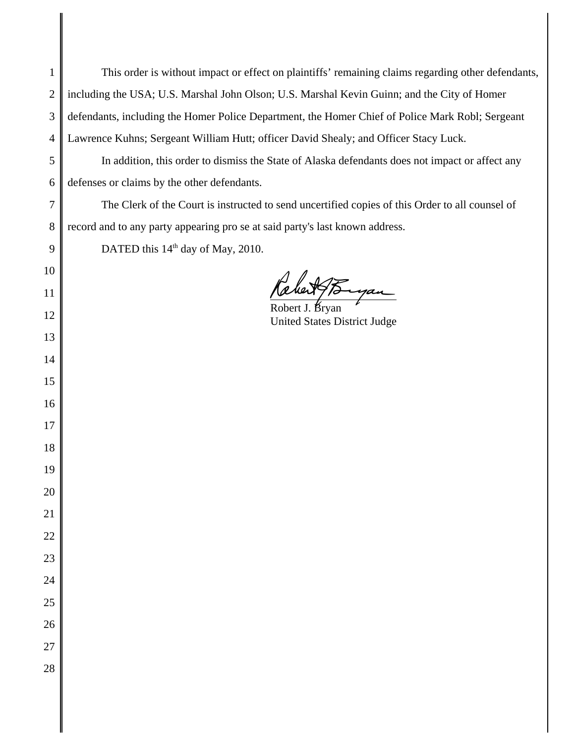This order is without impact or effect on plaintiffs' remaining claims regarding other defendants, including the USA; U.S. Marshal John Olson; U.S. Marshal Kevin Guinn; and the City of Homer defendants, including the Homer Police Department, the Homer Chief of Police Mark Robl; Sergeant Lawrence Kuhns; Sergeant William Hutt; officer David Shealy; and Officer Stacy Luck.

In addition, this order to dismiss the State of Alaska defendants does not impact or affect any defenses or claims by the other defendants.

The Clerk of the Court is instructed to send uncertified copies of this Order to all counsel of record and to any party appearing pro se at said party's last known address.

DATED this 14th day of May, 2010.

Robert J. Bryan
United States District Judge